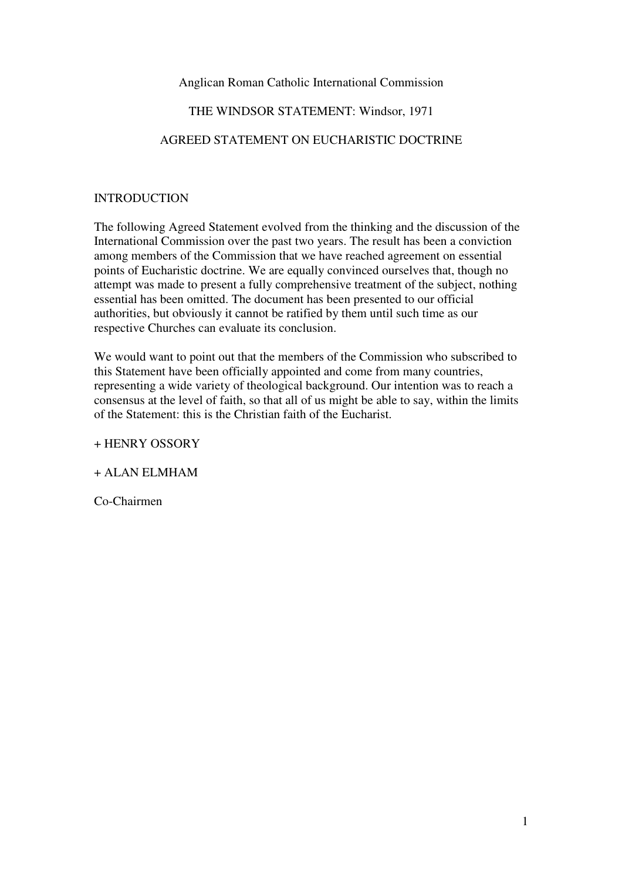Anglican Roman Catholic International Commission

# THE WINDSOR STATEMENT: Windsor, 1971

## AGREED STATEMENT ON EUCHARISTIC DOCTRINE

### INTRODUCTION

The following Agreed Statement evolved from the thinking and the discussion of the International Commission over the past two years. The result has been a conviction among members of the Commission that we have reached agreement on essential points of Eucharistic doctrine. We are equally convinced ourselves that, though no attempt was made to present a fully comprehensive treatment of the subject, nothing essential has been omitted. The document has been presented to our official authorities, but obviously it cannot be ratified by them until such time as our respective Churches can evaluate its conclusion.

We would want to point out that the members of the Commission who subscribed to this Statement have been officially appointed and come from many countries, representing a wide variety of theological background. Our intention was to reach a consensus at the level of faith, so that all of us might be able to say, within the limits of the Statement: this is the Christian faith of the Eucharist.

+ HENRY OSSORY

+ ALAN ELMHAM

Co-Chairmen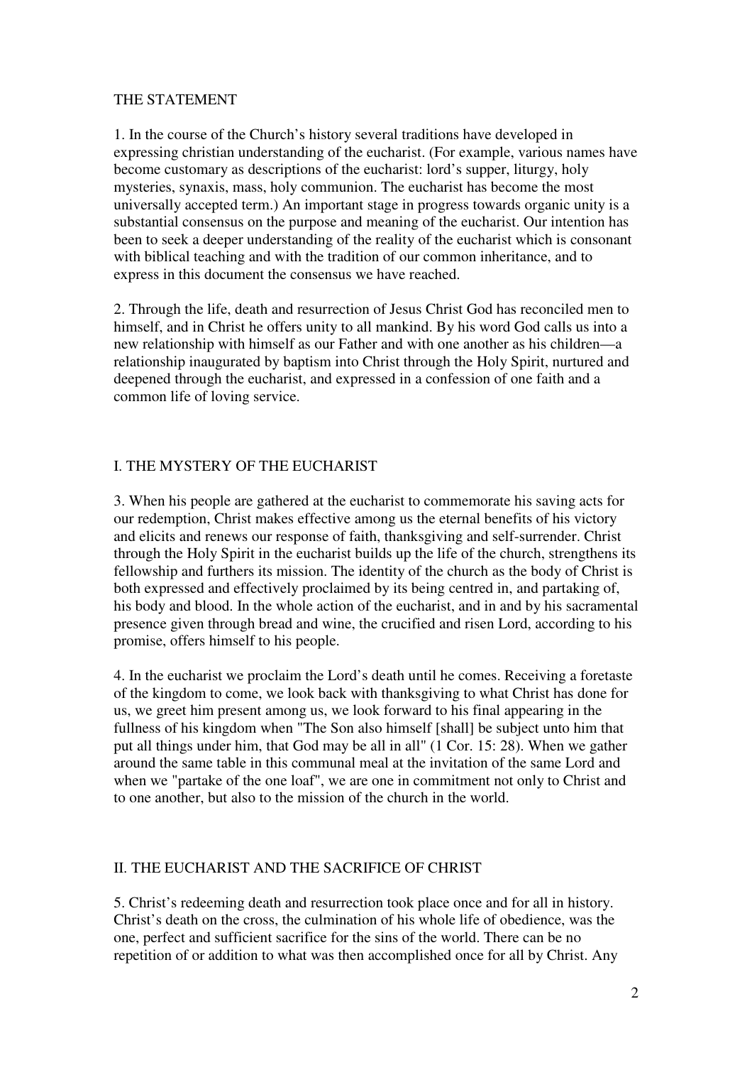## THE STATEMENT

1. In the course of the Church's history several traditions have developed in expressing christian understanding of the eucharist. (For example, various names have become customary as descriptions of the eucharist: lord's supper, liturgy, holy mysteries, synaxis, mass, holy communion. The eucharist has become the most universally accepted term.) An important stage in progress towards organic unity is a substantial consensus on the purpose and meaning of the eucharist. Our intention has been to seek a deeper understanding of the reality of the eucharist which is consonant with biblical teaching and with the tradition of our common inheritance, and to express in this document the consensus we have reached.

2. Through the life, death and resurrection of Jesus Christ God has reconciled men to himself, and in Christ he offers unity to all mankind. By his word God calls us into a new relationship with himself as our Father and with one another as his children—a relationship inaugurated by baptism into Christ through the Holy Spirit, nurtured and deepened through the eucharist, and expressed in a confession of one faith and a common life of loving service.

## I. THE MYSTERY OF THE EUCHARIST

3. When his people are gathered at the eucharist to commemorate his saving acts for our redemption, Christ makes effective among us the eternal benefits of his victory and elicits and renews our response of faith, thanksgiving and self-surrender. Christ through the Holy Spirit in the eucharist builds up the life of the church, strengthens its fellowship and furthers its mission. The identity of the church as the body of Christ is both expressed and effectively proclaimed by its being centred in, and partaking of, his body and blood. In the whole action of the eucharist, and in and by his sacramental presence given through bread and wine, the crucified and risen Lord, according to his promise, offers himself to his people.

4. In the eucharist we proclaim the Lord's death until he comes. Receiving a foretaste of the kingdom to come, we look back with thanksgiving to what Christ has done for us, we greet him present among us, we look forward to his final appearing in the fullness of his kingdom when "The Son also himself [shall] be subject unto him that put all things under him, that God may be all in all" (1 Cor. 15: 28). When we gather around the same table in this communal meal at the invitation of the same Lord and when we "partake of the one loaf", we are one in commitment not only to Christ and to one another, but also to the mission of the church in the world.

## II. THE EUCHARIST AND THE SACRIFICE OF CHRIST

5. Christ's redeeming death and resurrection took place once and for all in history. Christ's death on the cross, the culmination of his whole life of obedience, was the one, perfect and sufficient sacrifice for the sins of the world. There can be no repetition of or addition to what was then accomplished once for all by Christ. Any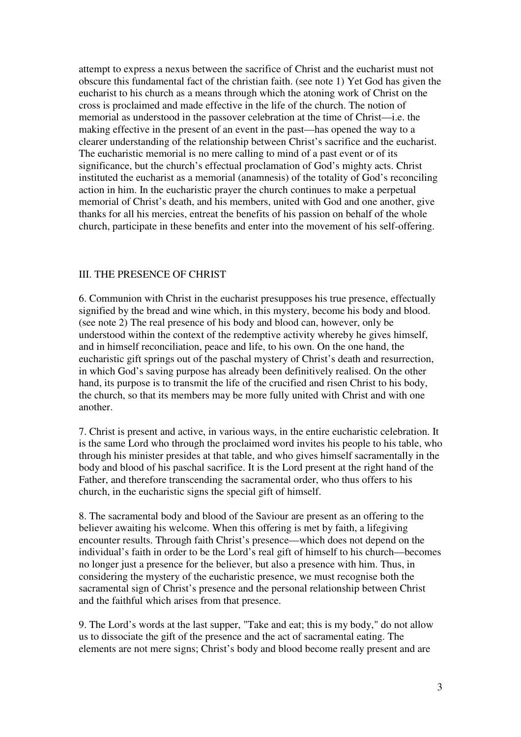attempt to express a nexus between the sacrifice of Christ and the eucharist must not obscure this fundamental fact of the christian faith. (see note 1) Yet God has given the eucharist to his church as a means through which the atoning work of Christ on the cross is proclaimed and made effective in the life of the church. The notion of memorial as understood in the passover celebration at the time of Christ—i.e. the making effective in the present of an event in the past—has opened the way to a clearer understanding of the relationship between Christ's sacrifice and the eucharist. The eucharistic memorial is no mere calling to mind of a past event or of its significance, but the church's effectual proclamation of God's mighty acts. Christ instituted the eucharist as a memorial (anamnesis) of the totality of God's reconciling action in him. In the eucharistic prayer the church continues to make a perpetual memorial of Christ's death, and his members, united with God and one another, give thanks for all his mercies, entreat the benefits of his passion on behalf of the whole church, participate in these benefits and enter into the movement of his self-offering.

## III. THE PRESENCE OF CHRIST

6. Communion with Christ in the eucharist presupposes his true presence, effectually signified by the bread and wine which, in this mystery, become his body and blood. (see note 2) The real presence of his body and blood can, however, only be understood within the context of the redemptive activity whereby he gives himself, and in himself reconciliation, peace and life, to his own. On the one hand, the eucharistic gift springs out of the paschal mystery of Christ's death and resurrection, in which God's saving purpose has already been definitively realised. On the other hand, its purpose is to transmit the life of the crucified and risen Christ to his body, the church, so that its members may be more fully united with Christ and with one another.

7. Christ is present and active, in various ways, in the entire eucharistic celebration. It is the same Lord who through the proclaimed word invites his people to his table, who through his minister presides at that table, and who gives himself sacramentally in the body and blood of his paschal sacrifice. It is the Lord present at the right hand of the Father, and therefore transcending the sacramental order, who thus offers to his church, in the eucharistic signs the special gift of himself.

8. The sacramental body and blood of the Saviour are present as an offering to the believer awaiting his welcome. When this offering is met by faith, a lifegiving encounter results. Through faith Christ's presence—which does not depend on the individual's faith in order to be the Lord's real gift of himself to his church—becomes no longer just a presence for the believer, but also a presence with him. Thus, in considering the mystery of the eucharistic presence, we must recognise both the sacramental sign of Christ's presence and the personal relationship between Christ and the faithful which arises from that presence.

9. The Lord's words at the last supper, "Take and eat; this is my body," do not allow us to dissociate the gift of the presence and the act of sacramental eating. The elements are not mere signs; Christ's body and blood become really present and are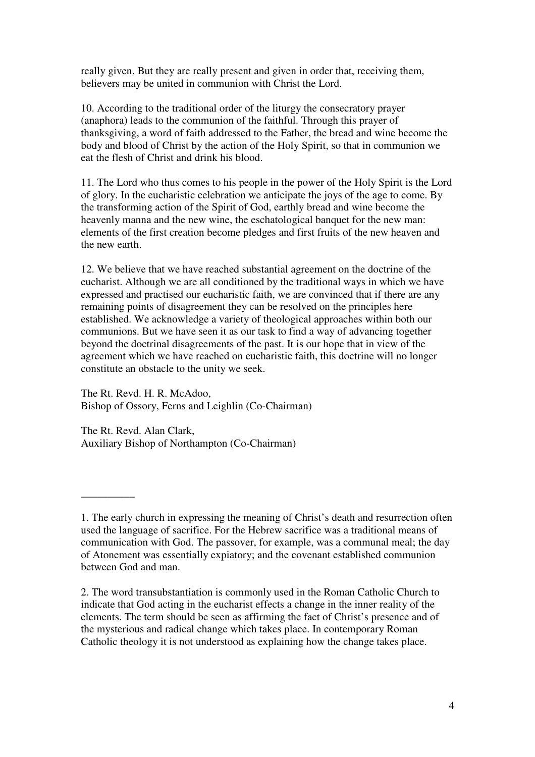really given. But they are really present and given in order that, receiving them, believers may be united in communion with Christ the Lord.

10. According to the traditional order of the liturgy the consecratory prayer (anaphora) leads to the communion of the faithful. Through this prayer of thanksgiving, a word of faith addressed to the Father, the bread and wine become the body and blood of Christ by the action of the Holy Spirit, so that in communion we eat the flesh of Christ and drink his blood.

11. The Lord who thus comes to his people in the power of the Holy Spirit is the Lord of glory. In the eucharistic celebration we anticipate the joys of the age to come. By the transforming action of the Spirit of God, earthly bread and wine become the heavenly manna and the new wine, the eschatological banquet for the new man: elements of the first creation become pledges and first fruits of the new heaven and the new earth.

12. We believe that we have reached substantial agreement on the doctrine of the eucharist. Although we are all conditioned by the traditional ways in which we have expressed and practised our eucharistic faith, we are convinced that if there are any remaining points of disagreement they can be resolved on the principles here established. We acknowledge a variety of theological approaches within both our communions. But we have seen it as our task to find a way of advancing together beyond the doctrinal disagreements of the past. It is our hope that in view of the agreement which we have reached on eucharistic faith, this doctrine will no longer constitute an obstacle to the unity we seek.

The Rt. Revd. H. R. McAdoo,
Bishop of Ossory, Ferns and Leighlin (Co-Chairman)

The Rt. Revd. Alan Clark,
Auxiliary Bishop of Northampton (Co-Chairman)

---

1. The early church in expressing the meaning of Christ's death and resurrection often used the language of sacrifice. For the Hebrew sacrifice was a traditional means of communication with God. The passover, for example, was a communal meal; the day of Atonement was essentially expiatory; and the covenant established communion between God and man.

2. The word transubstantiation is commonly used in the Roman Catholic Church to indicate that God acting in the eucharist effects a change in the inner reality of the elements. The term should be seen as affirming the fact of Christ's presence and of the mysterious and radical change which takes place. In contemporary Roman Catholic theology it is not understood as explaining how the change takes place.